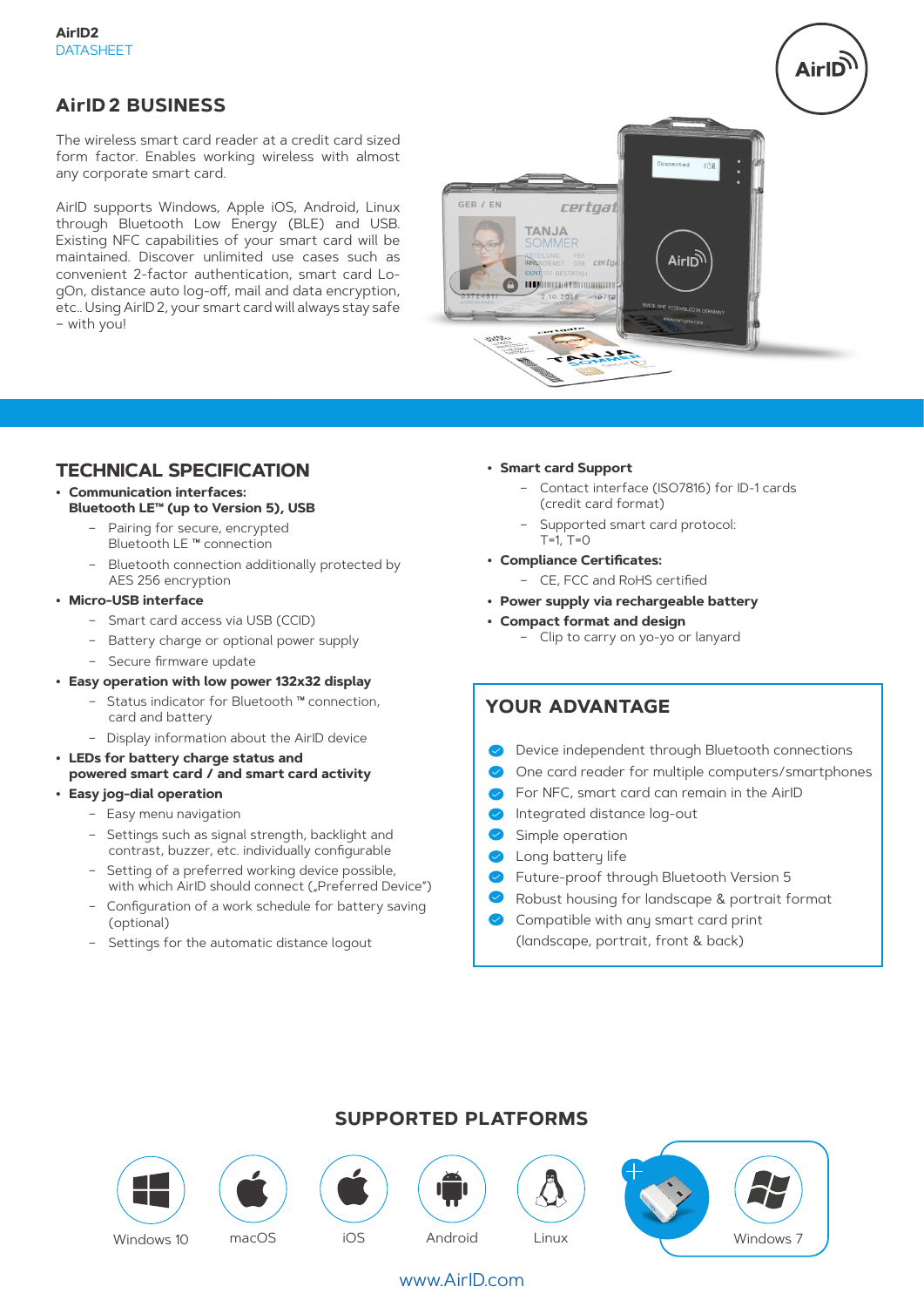AirID2
DATASHEET

# AirID 2 BUSINESS

The wireless smart card reader at a credit card sized form factor. Enables working wireless with almost any corporate smart card.

AirID supports Windows, Apple iOS, Android, Linux through Bluetooth Low Energy (BLE) and USB. Existing NFC capabilities of your smart card will be maintained. Discover unlimited use cases such as convenient 2-factor authentication, smart card Lo-gOn, distance auto log-off, mail and data encryption, etc.. Using AirID 2, your smart card will always stay safe – with you!

## TECHNICAL SPECIFICATION

- **Communication interfaces: Bluetooth LE™ (up to Version 5), USB**
  - Pairing for secure, encrypted Bluetooth LE ™ connection
  - Bluetooth connection additionally protected by AES 256 encryption
- **Micro-USB interface**
  - Smart card access via USB (CCID)
  - Battery charge or optional power supply
  - Secure firmware update
- **Easy operation with low power 132x32 display**
  - Status indicator for Bluetooth ™ connection, card and battery
  - Display information about the AirID device
- **LEDs for battery charge status and powered smart card / and smart card activity**
- **Easy jog-dial operation**
  - Easy menu navigation
  - Settings such as signal strength, backlight and contrast, buzzer, etc. individually configurable
  - Setting of a preferred working device possible, with which AirID should connect („Preferred Device")
  - Configuration of a work schedule for battery saving (optional)
  - Settings for the automatic distance logout
- **Smart card Support**
  - Contact interface (ISO7816) for ID-1 cards (credit card format)
  - Supported smart card protocol: T=1, T=0
- **Compliance Certificates:**
  - CE, FCC and RoHS certified
- **Power supply via rechargeable battery**
- **Compact format and design**
  - Clip to carry on yo-yo or lanyard

## YOUR ADVANTAGE

- Device independent through Bluetooth connections
- One card reader for multiple computers/smartphones
- For NFC, smart card can remain in the AirID
- Integrated distance log-out
- Simple operation
- Long battery life
- Future-proof through Bluetooth Version 5
- Robust housing for landscape & portrait format
- Compatible with any smart card print (landscape, portrait, front & back)

## SUPPORTED PLATFORMS

Windows 10 | macOS | iOS | Android | Linux | + Windows 7

www.AirID.com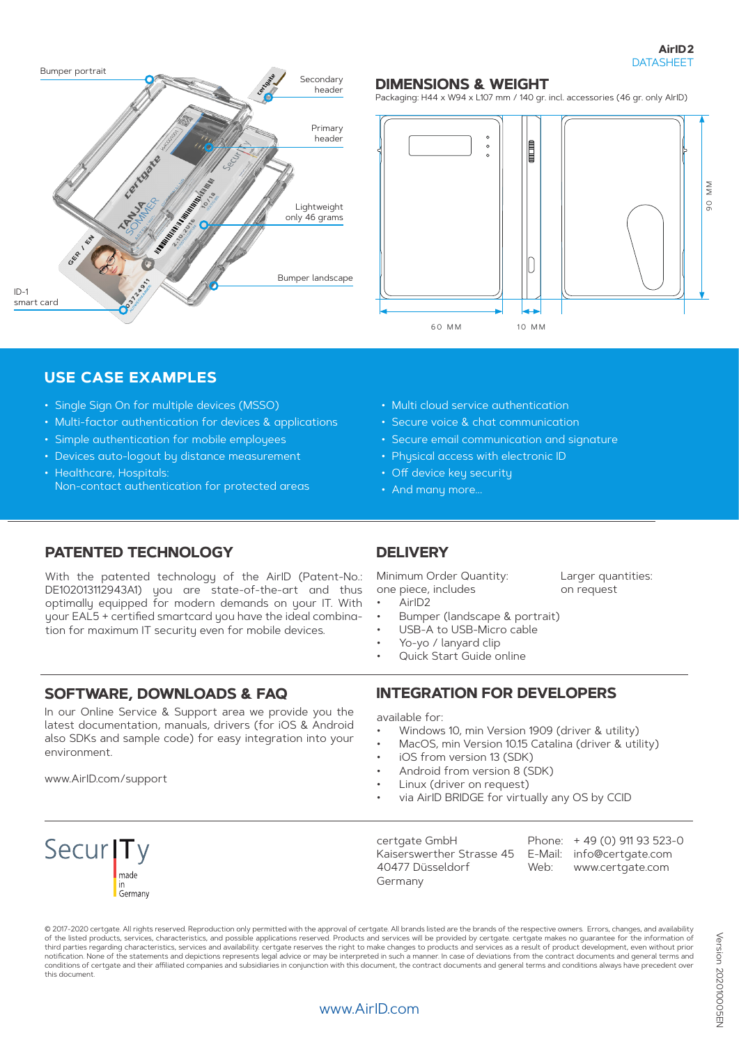**AirID2**
DATASHEET

Bumper portrait

Secondary header

Primary header

Lightweight only 46 grams

Bumper landscape

ID-1 smart card

## DIMENSIONS & WEIGHT

Packaging: H44 x W94 x L107 mm / 140 gr. incl. accessories (46 gr. only AIrID)

90 MM

60 MM

10 MM

## USE CASE EXAMPLES

- Single Sign On for multiple devices (MSSO)
- Multi-factor authentication for devices & applications
- Simple authentication for mobile employees
- Devices auto-logout by distance measurement
- Healthcare, Hospitals:
  Non-contact authentication for protected areas
- Multi cloud service authentication
- Secure voice & chat communication
- Secure email communication and signature
- Physical access with electronic ID
- Off device key security
- And many more...

## PATENTED TECHNOLOGY

With the patented technology of the AirID (Patent-No.: DE102013112943A1) you are state-of-the-art and thus optimally equipped for modern demands on your IT. With your EAL5 + certified smartcard you have the ideal combination for maximum IT security even for mobile devices.

## DELIVERY

Minimum Order Quantity: one piece, includes

- AirID2
- Bumper (landscape & portrait)
- USB-A to USB-Micro cable
- Yo-yo / lanyard clip
- Quick Start Guide online

Larger quantities: on request

## SOFTWARE, DOWNLOADS & FAQ

In our Online Service & Support area we provide you the latest documentation, manuals, drivers (for iOS & Android also SDKs and sample code) for easy integration into your environment.

www.AirID.com/support

## INTEGRATION FOR DEVELOPERS

available for:

- Windows 10, min Version 1909 (driver & utility)
- MacOS, min Version 10.15 Catalina (driver & utility)
- iOS from version 13 (SDK)
- Android from version 8 (SDK)
- Linux (driver on request)
- via AirID BRIDGE for virtually any OS by CCID

SecurITy made in Germany

certgate GmbH
Kaiserswerther Strasse 45
40477 Düsseldorf
Germany

Phone: + 49 (0) 911 93 523-0
E-Mail: info@certgate.com
Web: www.certgate.com

© 2017-2020 certgate. All rights reserved. Reproduction only permitted with the approval of certgate. All brands listed are the brands of the respective owners. Errors, changes, and availability of the listed products, services, characteristics, and possible applications reserved. Products and services will be provided by certgate. certgate makes no guarantee for the information of third parties regarding characteristics, services and availability. certgate reserves the right to make changes to products and services as a result of product development, even without prior notification. None of the statements and depictions represents legal advice or may be interpreted in such a manner. In case of deviations from the contract documents and general terms and conditions of certgate and their affiliated companies and subsidiaries in conjunction with this document, the contract documents and general terms and conditions always have precedent over this document.

www.AirID.com

Version 20201005EN